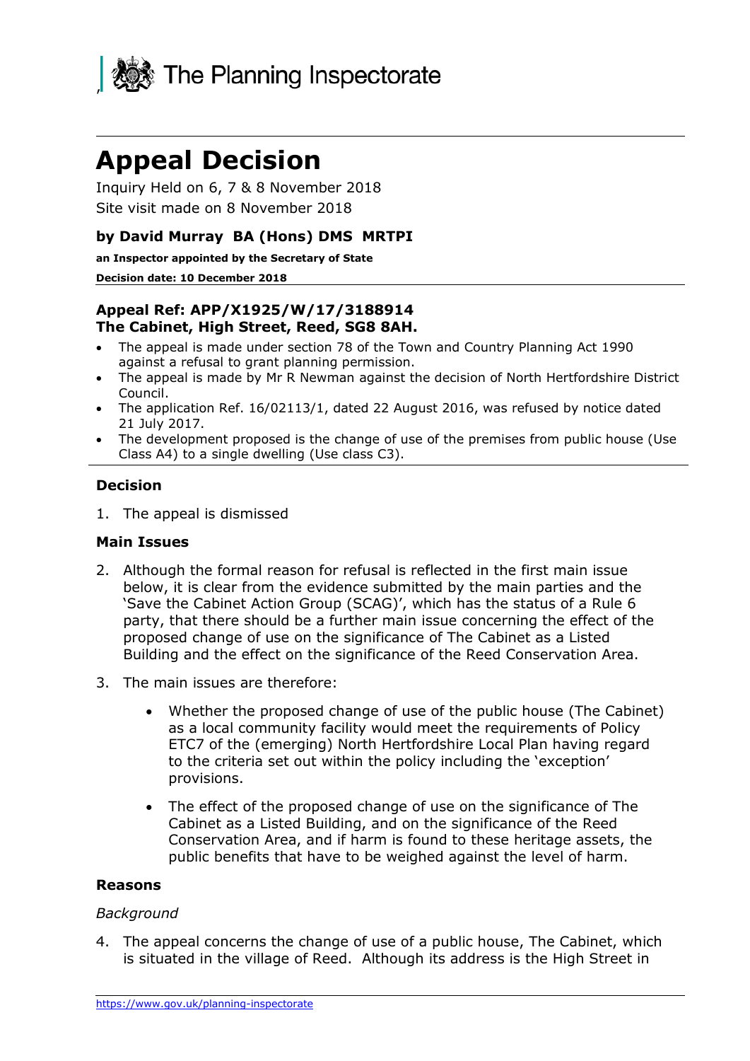The Planning Inspectorate

# Appeal Decision

Inquiry Held on 6, 7 & 8 November 2018

Site visit made on 8 November 2018

**by David Murray BA (Hons) DMS MRTPI**

**an Inspector appointed by the Secretary of State**

**Decision date: 10 December 2018**

**Appeal Ref: APP/X1925/W/17/3188914**
**The Cabinet, High Street, Reed, SG8 8AH.**

- The appeal is made under section 78 of the Town and Country Planning Act 1990 against a refusal to grant planning permission.
- The appeal is made by Mr R Newman against the decision of North Hertfordshire District Council.
- The application Ref. 16/02113/1, dated 22 August 2016, was refused by notice dated 21 July 2017.
- The development proposed is the change of use of the premises from public house (Use Class A4) to a single dwelling (Use class C3).

## Decision

1. The appeal is dismissed

## Main Issues

2. Although the formal reason for refusal is reflected in the first main issue below, it is clear from the evidence submitted by the main parties and the 'Save the Cabinet Action Group (SCAG)', which has the status of a Rule 6 party, that there should be a further main issue concerning the effect of the proposed change of use on the significance of The Cabinet as a Listed Building and the effect on the significance of the Reed Conservation Area.

3. The main issues are therefore:

    - Whether the proposed change of use of the public house (The Cabinet) as a local community facility would meet the requirements of Policy ETC7 of the (emerging) North Hertfordshire Local Plan having regard to the criteria set out within the policy including the 'exception' provisions.

    - The effect of the proposed change of use on the significance of The Cabinet as a Listed Building, and on the significance of the Reed Conservation Area, and if harm is found to these heritage assets, the public benefits that have to be weighed against the level of harm.

## Reasons

*Background*

4. The appeal concerns the change of use of a public house, The Cabinet, which is situated in the village of Reed. Although its address is the High Street in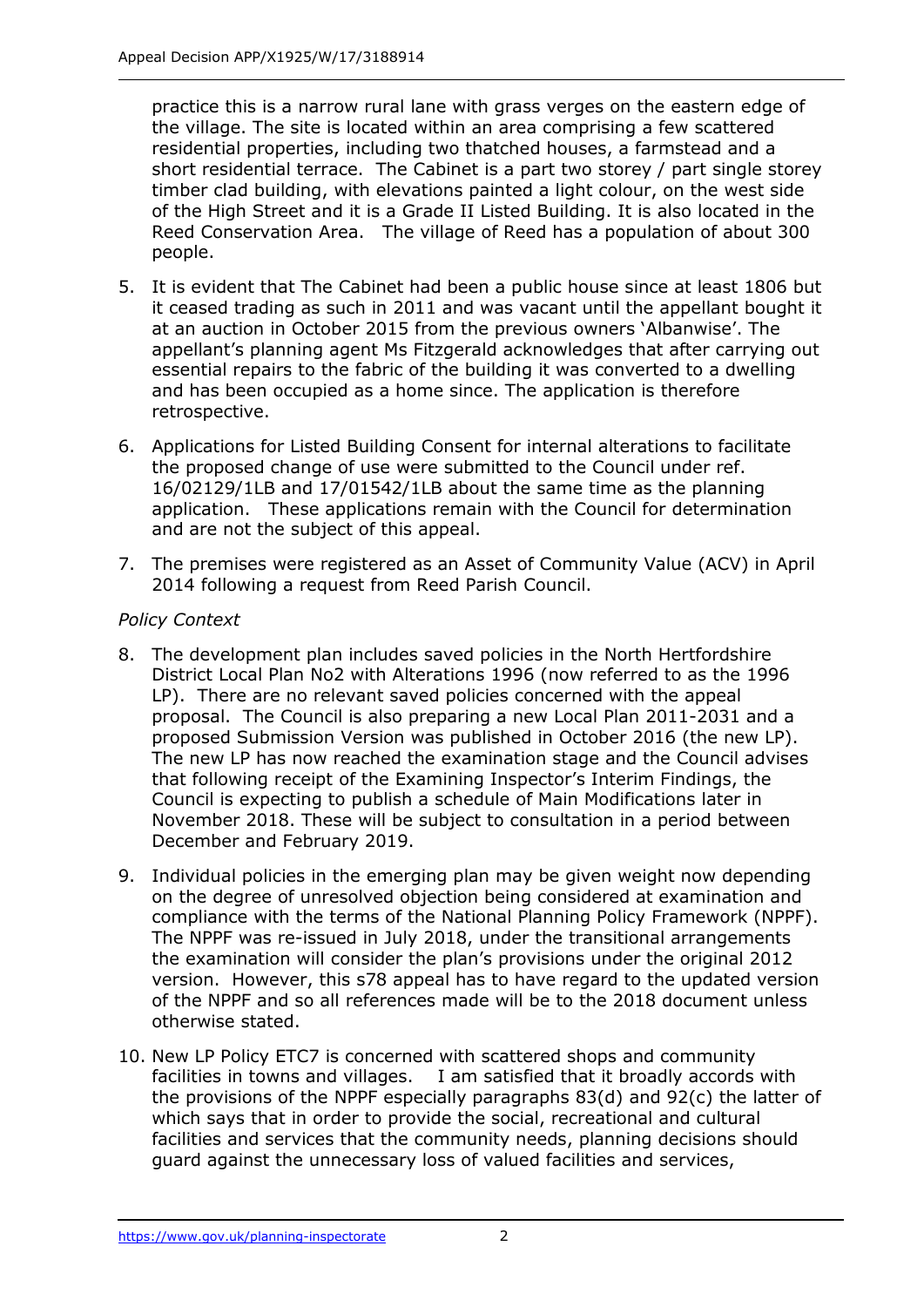practice this is a narrow rural lane with grass verges on the eastern edge of the village. The site is located within an area comprising a few scattered residential properties, including two thatched houses, a farmstead and a short residential terrace. The Cabinet is a part two storey / part single storey timber clad building, with elevations painted a light colour, on the west side of the High Street and it is a Grade II Listed Building. It is also located in the Reed Conservation Area. The village of Reed has a population of about 300 people.

5. It is evident that The Cabinet had been a public house since at least 1806 but it ceased trading as such in 2011 and was vacant until the appellant bought it at an auction in October 2015 from the previous owners 'Albanwise'. The appellant's planning agent Ms Fitzgerald acknowledges that after carrying out essential repairs to the fabric of the building it was converted to a dwelling and has been occupied as a home since. The application is therefore retrospective.

6. Applications for Listed Building Consent for internal alterations to facilitate the proposed change of use were submitted to the Council under ref. 16/02129/1LB and 17/01542/1LB about the same time as the planning application. These applications remain with the Council for determination and are not the subject of this appeal.

7. The premises were registered as an Asset of Community Value (ACV) in April 2014 following a request from Reed Parish Council.

*Policy Context*

8. The development plan includes saved policies in the North Hertfordshire District Local Plan No2 with Alterations 1996 (now referred to as the 1996 LP). There are no relevant saved policies concerned with the appeal proposal. The Council is also preparing a new Local Plan 2011-2031 and a proposed Submission Version was published in October 2016 (the new LP). The new LP has now reached the examination stage and the Council advises that following receipt of the Examining Inspector's Interim Findings, the Council is expecting to publish a schedule of Main Modifications later in November 2018. These will be subject to consultation in a period between December and February 2019.

9. Individual policies in the emerging plan may be given weight now depending on the degree of unresolved objection being considered at examination and compliance with the terms of the National Planning Policy Framework (NPPF). The NPPF was re-issued in July 2018, under the transitional arrangements the examination will consider the plan's provisions under the original 2012 version. However, this s78 appeal has to have regard to the updated version of the NPPF and so all references made will be to the 2018 document unless otherwise stated.

10. New LP Policy ETC7 is concerned with scattered shops and community facilities in towns and villages. I am satisfied that it broadly accords with the provisions of the NPPF especially paragraphs 83(d) and 92(c) the latter of which says that in order to provide the social, recreational and cultural facilities and services that the community needs, planning decisions should guard against the unnecessary loss of valued facilities and services,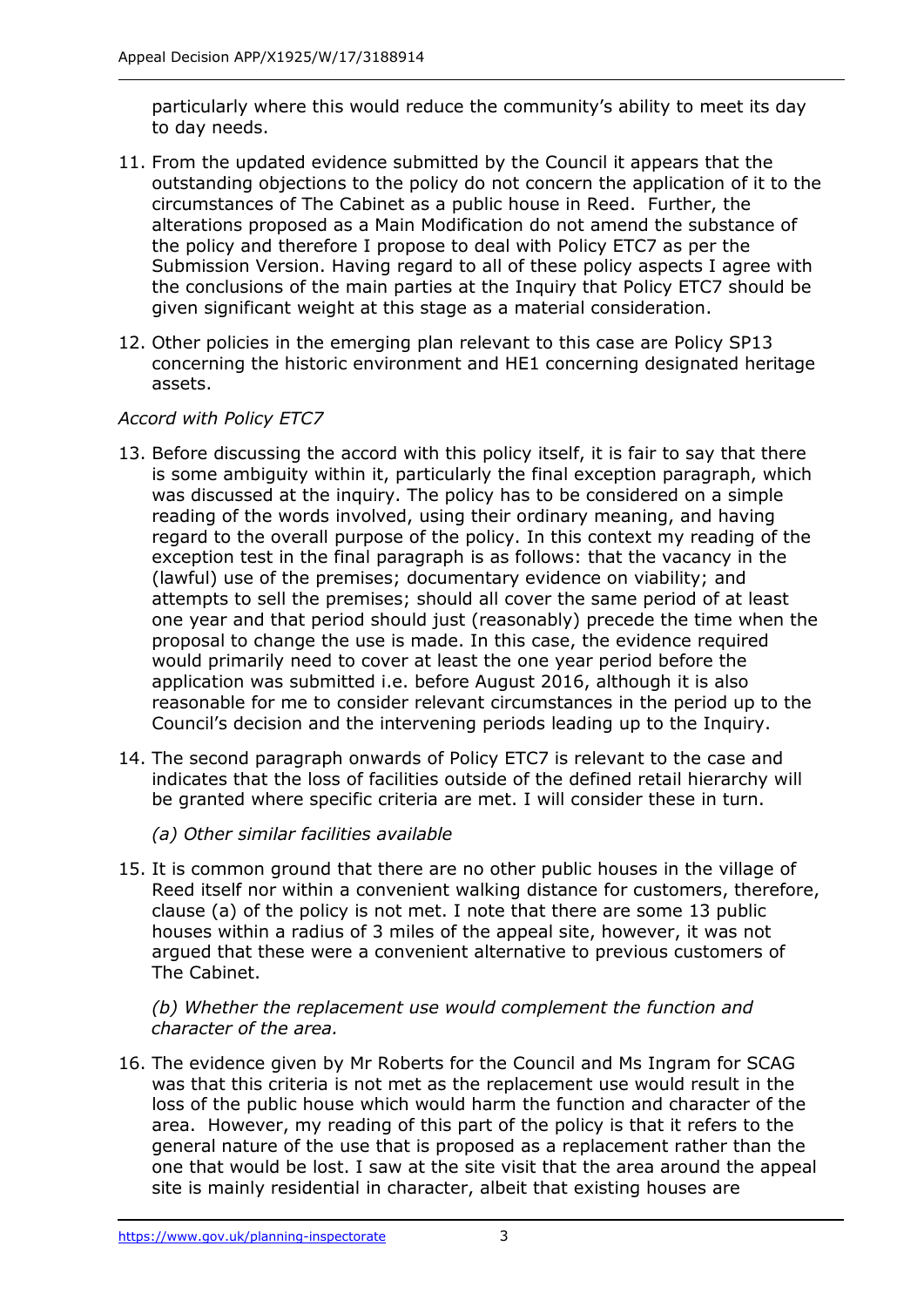particularly where this would reduce the community's ability to meet its day to day needs.

11. From the updated evidence submitted by the Council it appears that the outstanding objections to the policy do not concern the application of it to the circumstances of The Cabinet as a public house in Reed. Further, the alterations proposed as a Main Modification do not amend the substance of the policy and therefore I propose to deal with Policy ETC7 as per the Submission Version. Having regard to all of these policy aspects I agree with the conclusions of the main parties at the Inquiry that Policy ETC7 should be given significant weight at this stage as a material consideration.

12. Other policies in the emerging plan relevant to this case are Policy SP13 concerning the historic environment and HE1 concerning designated heritage assets.

*Accord with Policy ETC7*

13. Before discussing the accord with this policy itself, it is fair to say that there is some ambiguity within it, particularly the final exception paragraph, which was discussed at the inquiry. The policy has to be considered on a simple reading of the words involved, using their ordinary meaning, and having regard to the overall purpose of the policy. In this context my reading of the exception test in the final paragraph is as follows: that the vacancy in the (lawful) use of the premises; documentary evidence on viability; and attempts to sell the premises; should all cover the same period of at least one year and that period should just (reasonably) precede the time when the proposal to change the use is made. In this case, the evidence required would primarily need to cover at least the one year period before the application was submitted i.e. before August 2016, although it is also reasonable for me to consider relevant circumstances in the period up to the Council's decision and the intervening periods leading up to the Inquiry.

14. The second paragraph onwards of Policy ETC7 is relevant to the case and indicates that the loss of facilities outside of the defined retail hierarchy will be granted where specific criteria are met. I will consider these in turn.

    *(a) Other similar facilities available*

15. It is common ground that there are no other public houses in the village of Reed itself nor within a convenient walking distance for customers, therefore, clause (a) of the policy is not met. I note that there are some 13 public houses within a radius of 3 miles of the appeal site, however, it was not argued that these were a convenient alternative to previous customers of The Cabinet.

    *(b) Whether the replacement use would complement the function and character of the area.*

16. The evidence given by Mr Roberts for the Council and Ms Ingram for SCAG was that this criteria is not met as the replacement use would result in the loss of the public house which would harm the function and character of the area. However, my reading of this part of the policy is that it refers to the general nature of the use that is proposed as a replacement rather than the one that would be lost. I saw at the site visit that the area around the appeal site is mainly residential in character, albeit that existing houses are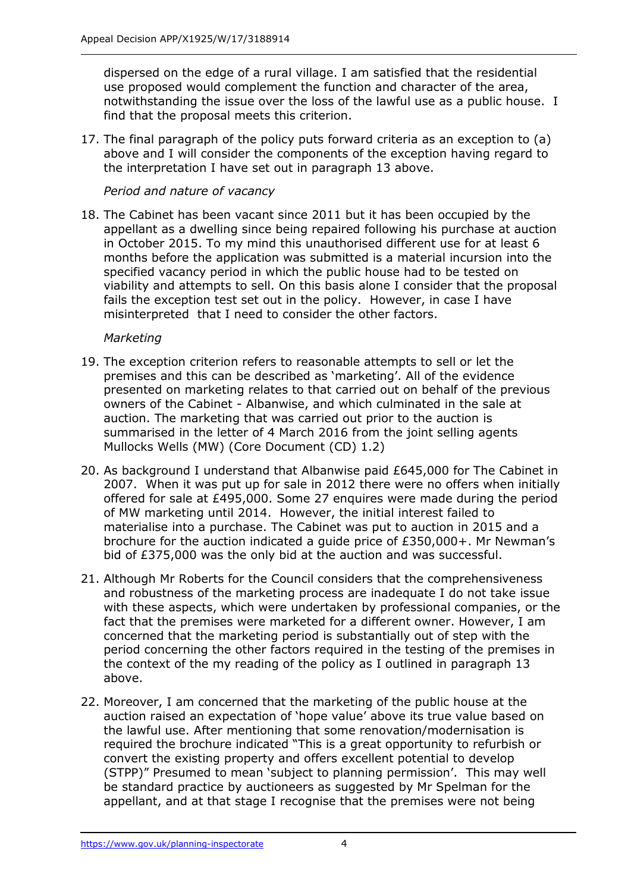dispersed on the edge of a rural village. I am satisfied that the residential use proposed would complement the function and character of the area, notwithstanding the issue over the loss of the lawful use as a public house. I find that the proposal meets this criterion.

17. The final paragraph of the policy puts forward criteria as an exception to (a) above and I will consider the components of the exception having regard to the interpretation I have set out in paragraph 13 above.

*Period and nature of vacancy*

18. The Cabinet has been vacant since 2011 but it has been occupied by the appellant as a dwelling since being repaired following his purchase at auction in October 2015. To my mind this unauthorised different use for at least 6 months before the application was submitted is a material incursion into the specified vacancy period in which the public house had to be tested on viability and attempts to sell. On this basis alone I consider that the proposal fails the exception test set out in the policy. However, in case I have misinterpreted that I need to consider the other factors.

*Marketing*

19. The exception criterion refers to reasonable attempts to sell or let the premises and this can be described as 'marketing'. All of the evidence presented on marketing relates to that carried out on behalf of the previous owners of the Cabinet - Albanwise, and which culminated in the sale at auction. The marketing that was carried out prior to the auction is summarised in the letter of 4 March 2016 from the joint selling agents Mullocks Wells (MW) (Core Document (CD) 1.2)

20. As background I understand that Albanwise paid £645,000 for The Cabinet in 2007. When it was put up for sale in 2012 there were no offers when initially offered for sale at £495,000. Some 27 enquires were made during the period of MW marketing until 2014. However, the initial interest failed to materialise into a purchase. The Cabinet was put to auction in 2015 and a brochure for the auction indicated a guide price of £350,000+. Mr Newman's bid of £375,000 was the only bid at the auction and was successful.

21. Although Mr Roberts for the Council considers that the comprehensiveness and robustness of the marketing process are inadequate I do not take issue with these aspects, which were undertaken by professional companies, or the fact that the premises were marketed for a different owner. However, I am concerned that the marketing period is substantially out of step with the period concerning the other factors required in the testing of the premises in the context of the my reading of the policy as I outlined in paragraph 13 above.

22. Moreover, I am concerned that the marketing of the public house at the auction raised an expectation of 'hope value' above its true value based on the lawful use. After mentioning that some renovation/modernisation is required the brochure indicated "This is a great opportunity to refurbish or convert the existing property and offers excellent potential to develop (STPP)" Presumed to mean 'subject to planning permission'. This may well be standard practice by auctioneers as suggested by Mr Spelman for the appellant, and at that stage I recognise that the premises were not being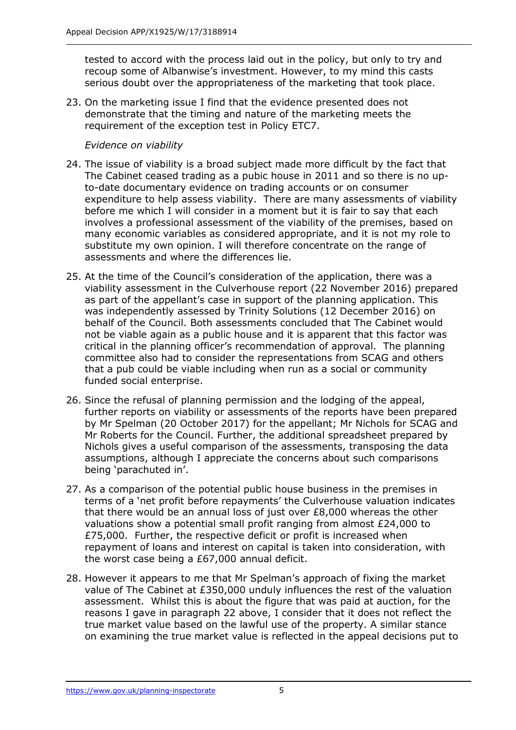tested to accord with the process laid out in the policy, but only to try and recoup some of Albanwise's investment. However, to my mind this casts serious doubt over the appropriateness of the marketing that took place.

23. On the marketing issue I find that the evidence presented does not demonstrate that the timing and nature of the marketing meets the requirement of the exception test in Policy ETC7.

*Evidence on viability*

24. The issue of viability is a broad subject made more difficult by the fact that The Cabinet ceased trading as a pubic house in 2011 and so there is no up-to-date documentary evidence on trading accounts or on consumer expenditure to help assess viability. There are many assessments of viability before me which I will consider in a moment but it is fair to say that each involves a professional assessment of the viability of the premises, based on many economic variables as considered appropriate, and it is not my role to substitute my own opinion. I will therefore concentrate on the range of assessments and where the differences lie.

25. At the time of the Council's consideration of the application, there was a viability assessment in the Culverhouse report (22 November 2016) prepared as part of the appellant's case in support of the planning application. This was independently assessed by Trinity Solutions (12 December 2016) on behalf of the Council. Both assessments concluded that The Cabinet would not be viable again as a public house and it is apparent that this factor was critical in the planning officer's recommendation of approval. The planning committee also had to consider the representations from SCAG and others that a pub could be viable including when run as a social or community funded social enterprise.

26. Since the refusal of planning permission and the lodging of the appeal, further reports on viability or assessments of the reports have been prepared by Mr Spelman (20 October 2017) for the appellant; Mr Nichols for SCAG and Mr Roberts for the Council. Further, the additional spreadsheet prepared by Nichols gives a useful comparison of the assessments, transposing the data assumptions, although I appreciate the concerns about such comparisons being 'parachuted in'.

27. As a comparison of the potential public house business in the premises in terms of a 'net profit before repayments' the Culverhouse valuation indicates that there would be an annual loss of just over £8,000 whereas the other valuations show a potential small profit ranging from almost £24,000 to £75,000. Further, the respective deficit or profit is increased when repayment of loans and interest on capital is taken into consideration, with the worst case being a £67,000 annual deficit.

28. However it appears to me that Mr Spelman's approach of fixing the market value of The Cabinet at £350,000 unduly influences the rest of the valuation assessment. Whilst this is about the figure that was paid at auction, for the reasons I gave in paragraph 22 above, I consider that it does not reflect the true market value based on the lawful use of the property. A similar stance on examining the true market value is reflected in the appeal decisions put to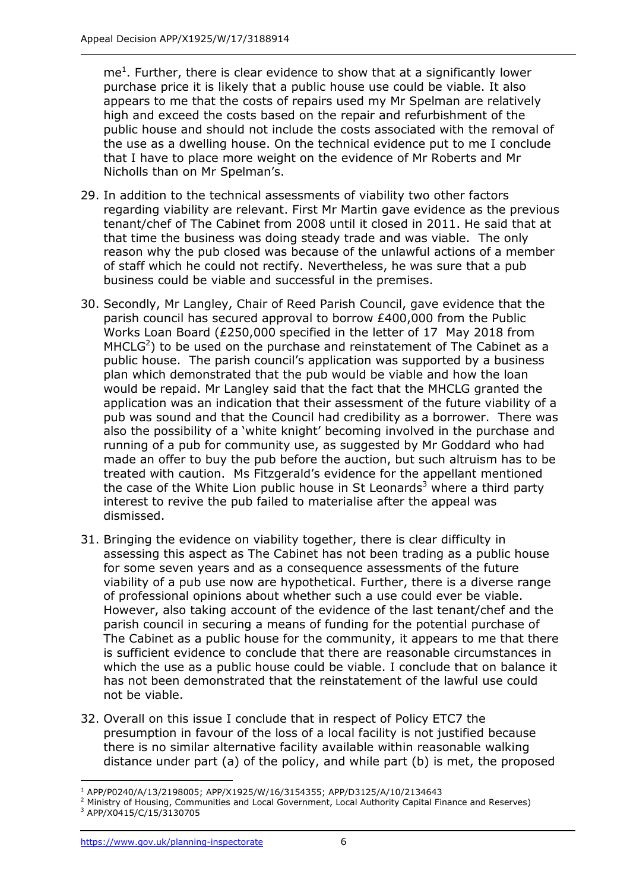me[1]. Further, there is clear evidence to show that at a significantly lower purchase price it is likely that a public house use could be viable. It also appears to me that the costs of repairs used my Mr Spelman are relatively high and exceed the costs based on the repair and refurbishment of the public house and should not include the costs associated with the removal of the use as a dwelling house. On the technical evidence put to me I conclude that I have to place more weight on the evidence of Mr Roberts and Mr Nicholls than on Mr Spelman's.

29. In addition to the technical assessments of viability two other factors regarding viability are relevant. First Mr Martin gave evidence as the previous tenant/chef of The Cabinet from 2008 until it closed in 2011. He said that at that time the business was doing steady trade and was viable. The only reason why the pub closed was because of the unlawful actions of a member of staff which he could not rectify. Nevertheless, he was sure that a pub business could be viable and successful in the premises.

30. Secondly, Mr Langley, Chair of Reed Parish Council, gave evidence that the parish council has secured approval to borrow £400,000 from the Public Works Loan Board (£250,000 specified in the letter of 17 May 2018 from MHCLG[2]) to be used on the purchase and reinstatement of The Cabinet as a public house. The parish council's application was supported by a business plan which demonstrated that the pub would be viable and how the loan would be repaid. Mr Langley said that the fact that the MHCLG granted the application was an indication that their assessment of the future viability of a pub was sound and that the Council had credibility as a borrower. There was also the possibility of a 'white knight' becoming involved in the purchase and running of a pub for community use, as suggested by Mr Goddard who had made an offer to buy the pub before the auction, but such altruism has to be treated with caution. Ms Fitzgerald's evidence for the appellant mentioned the case of the White Lion public house in St Leonards[3] where a third party interest to revive the pub failed to materialise after the appeal was dismissed.

31. Bringing the evidence on viability together, there is clear difficulty in assessing this aspect as The Cabinet has not been trading as a public house for some seven years and as a consequence assessments of the future viability of a pub use now are hypothetical. Further, there is a diverse range of professional opinions about whether such a use could ever be viable. However, also taking account of the evidence of the last tenant/chef and the parish council in securing a means of funding for the potential purchase of The Cabinet as a public house for the community, it appears to me that there is sufficient evidence to conclude that there are reasonable circumstances in which the use as a public house could be viable. I conclude that on balance it has not been demonstrated that the reinstatement of the lawful use could not be viable.

32. Overall on this issue I conclude that in respect of Policy ETC7 the presumption in favour of the loss of a local facility is not justified because there is no similar alternative facility available within reasonable walking distance under part (a) of the policy, and while part (b) is met, the proposed

---

[1] APP/P0240/A/13/2198005; APP/X1925/W/16/3154355; APP/D3125/A/10/2134643

[2] Ministry of Housing, Communities and Local Government, Local Authority Capital Finance and Reserves)

[3] APP/X0415/C/15/3130705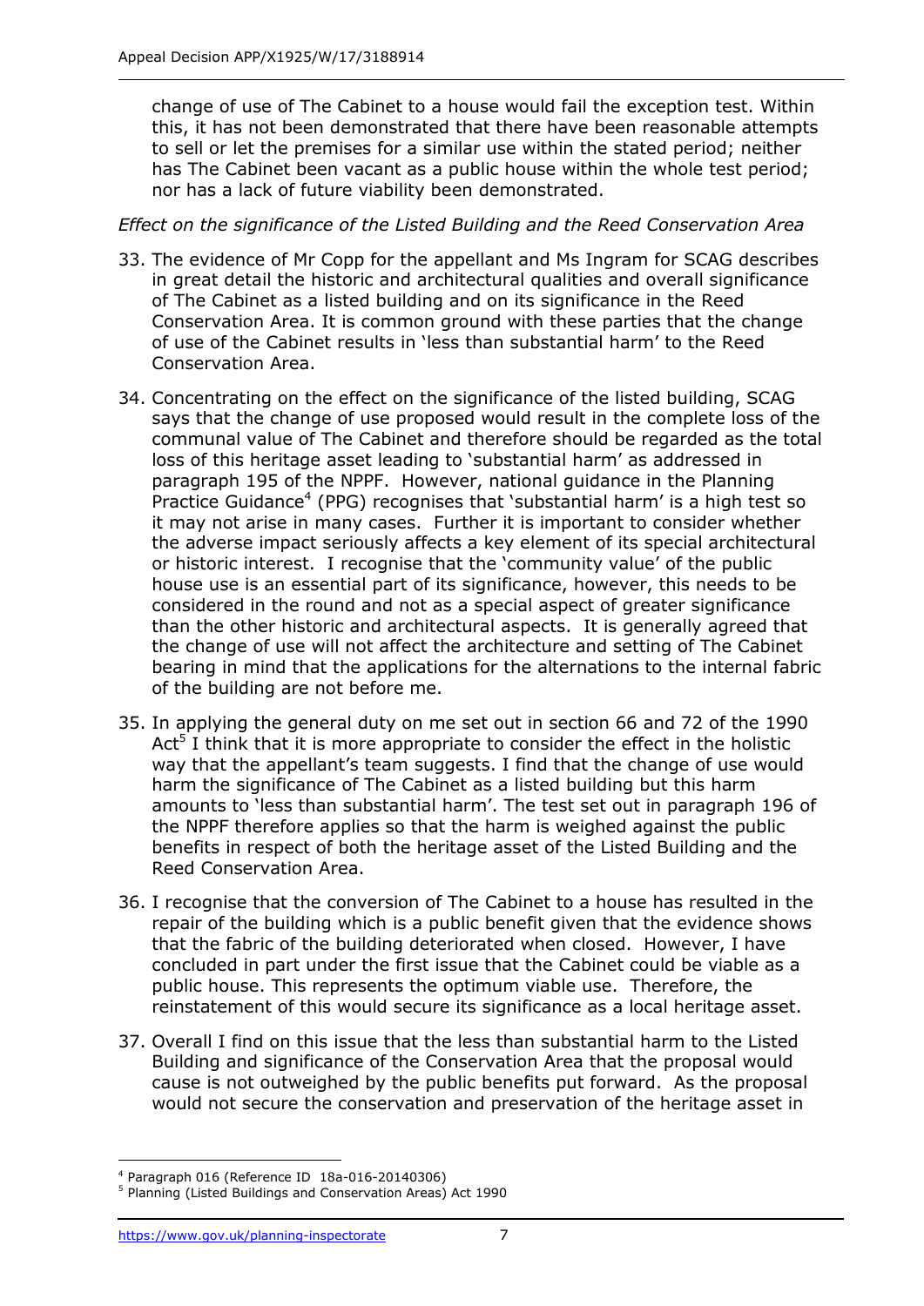change of use of The Cabinet to a house would fail the exception test. Within this, it has not been demonstrated that there have been reasonable attempts to sell or let the premises for a similar use within the stated period; neither has The Cabinet been vacant as a public house within the whole test period; nor has a lack of future viability been demonstrated.

*Effect on the significance of the Listed Building and the Reed Conservation Area*

33. The evidence of Mr Copp for the appellant and Ms Ingram for SCAG describes in great detail the historic and architectural qualities and overall significance of The Cabinet as a listed building and on its significance in the Reed Conservation Area. It is common ground with these parties that the change of use of the Cabinet results in 'less than substantial harm' to the Reed Conservation Area.

34. Concentrating on the effect on the significance of the listed building, SCAG says that the change of use proposed would result in the complete loss of the communal value of The Cabinet and therefore should be regarded as the total loss of this heritage asset leading to 'substantial harm' as addressed in paragraph 195 of the NPPF. However, national guidance in the Planning Practice Guidance[4] (PPG) recognises that 'substantial harm' is a high test so it may not arise in many cases. Further it is important to consider whether the adverse impact seriously affects a key element of its special architectural or historic interest. I recognise that the 'community value' of the public house use is an essential part of its significance, however, this needs to be considered in the round and not as a special aspect of greater significance than the other historic and architectural aspects. It is generally agreed that the change of use will not affect the architecture and setting of The Cabinet bearing in mind that the applications for the alternations to the internal fabric of the building are not before me.

35. In applying the general duty on me set out in section 66 and 72 of the 1990 Act[5] I think that it is more appropriate to consider the effect in the holistic way that the appellant's team suggests. I find that the change of use would harm the significance of The Cabinet as a listed building but this harm amounts to 'less than substantial harm'. The test set out in paragraph 196 of the NPPF therefore applies so that the harm is weighed against the public benefits in respect of both the heritage asset of the Listed Building and the Reed Conservation Area.

36. I recognise that the conversion of The Cabinet to a house has resulted in the repair of the building which is a public benefit given that the evidence shows that the fabric of the building deteriorated when closed. However, I have concluded in part under the first issue that the Cabinet could be viable as a public house. This represents the optimum viable use. Therefore, the reinstatement of this would secure its significance as a local heritage asset.

37. Overall I find on this issue that the less than substantial harm to the Listed Building and significance of the Conservation Area that the proposal would cause is not outweighed by the public benefits put forward. As the proposal would not secure the conservation and preservation of the heritage asset in

---

[4] Paragraph 016 (Reference ID 18a-016-20140306)

[5] Planning (Listed Buildings and Conservation Areas) Act 1990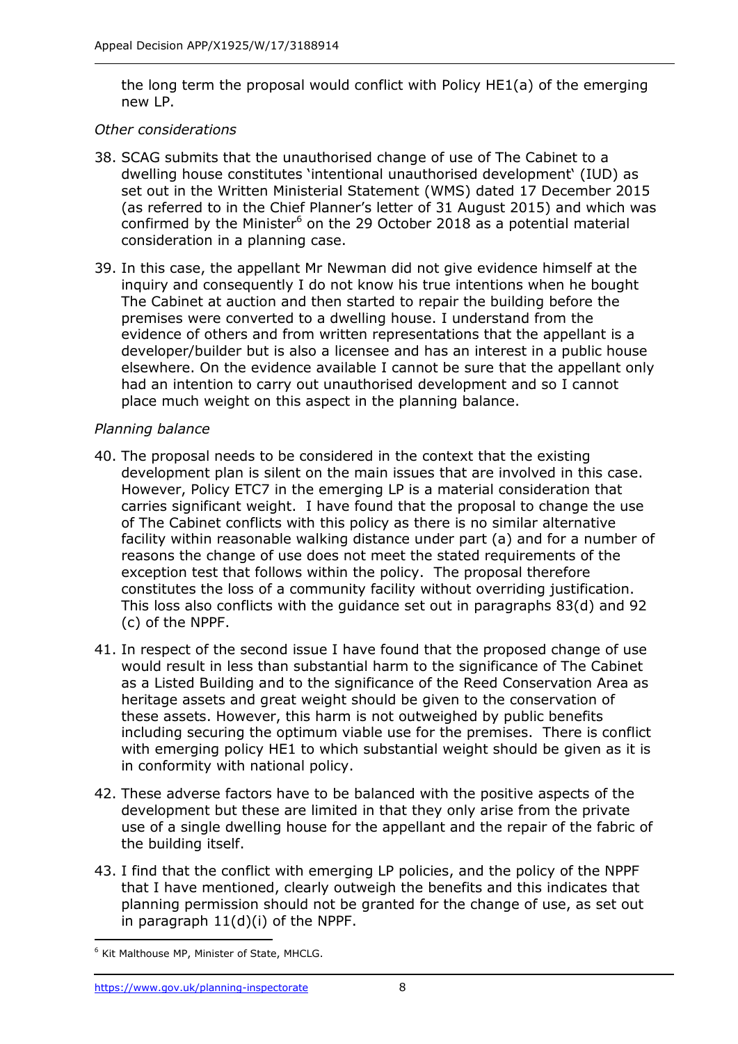the long term the proposal would conflict with Policy HE1(a) of the emerging new LP.

*Other considerations*

38. SCAG submits that the unauthorised change of use of The Cabinet to a dwelling house constitutes 'intentional unauthorised development' (IUD) as set out in the Written Ministerial Statement (WMS) dated 17 December 2015 (as referred to in the Chief Planner's letter of 31 August 2015) and which was confirmed by the Minister[6] on the 29 October 2018 as a potential material consideration in a planning case.

39. In this case, the appellant Mr Newman did not give evidence himself at the inquiry and consequently I do not know his true intentions when he bought The Cabinet at auction and then started to repair the building before the premises were converted to a dwelling house. I understand from the evidence of others and from written representations that the appellant is a developer/builder but is also a licensee and has an interest in a public house elsewhere. On the evidence available I cannot be sure that the appellant only had an intention to carry out unauthorised development and so I cannot place much weight on this aspect in the planning balance.

*Planning balance*

40. The proposal needs to be considered in the context that the existing development plan is silent on the main issues that are involved in this case. However, Policy ETC7 in the emerging LP is a material consideration that carries significant weight. I have found that the proposal to change the use of The Cabinet conflicts with this policy as there is no similar alternative facility within reasonable walking distance under part (a) and for a number of reasons the change of use does not meet the stated requirements of the exception test that follows within the policy. The proposal therefore constitutes the loss of a community facility without overriding justification. This loss also conflicts with the guidance set out in paragraphs 83(d) and 92 (c) of the NPPF.

41. In respect of the second issue I have found that the proposed change of use would result in less than substantial harm to the significance of The Cabinet as a Listed Building and to the significance of the Reed Conservation Area as heritage assets and great weight should be given to the conservation of these assets. However, this harm is not outweighed by public benefits including securing the optimum viable use for the premises. There is conflict with emerging policy HE1 to which substantial weight should be given as it is in conformity with national policy.

42. These adverse factors have to be balanced with the positive aspects of the development but these are limited in that they only arise from the private use of a single dwelling house for the appellant and the repair of the fabric of the building itself.

43. I find that the conflict with emerging LP policies, and the policy of the NPPF that I have mentioned, clearly outweigh the benefits and this indicates that planning permission should not be granted for the change of use, as set out in paragraph 11(d)(i) of the NPPF.

[6] Kit Malthouse MP, Minister of State, MHCLG.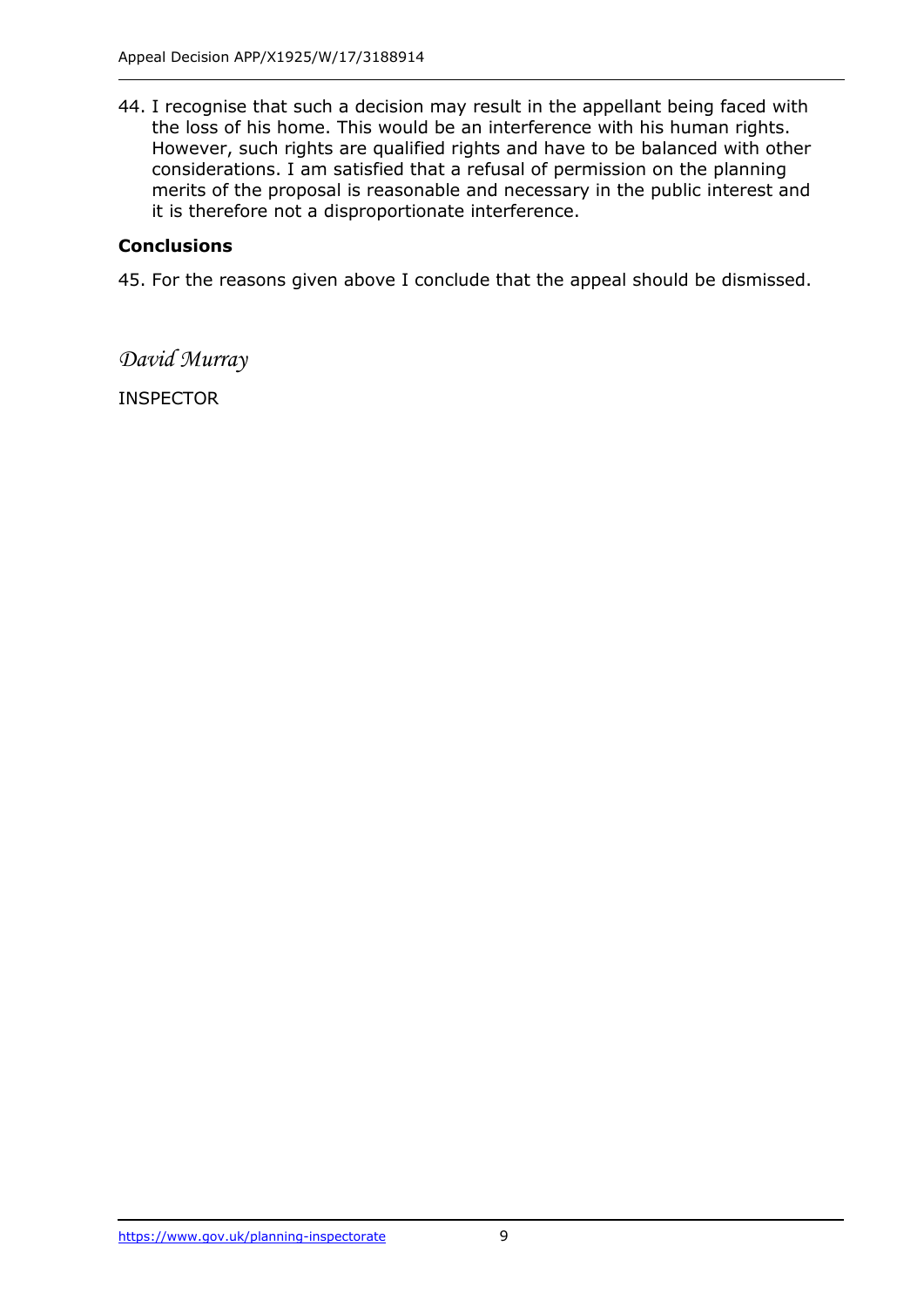44. I recognise that such a decision may result in the appellant being faced with the loss of his home. This would be an interference with his human rights. However, such rights are qualified rights and have to be balanced with other considerations. I am satisfied that a refusal of permission on the planning merits of the proposal is reasonable and necessary in the public interest and it is therefore not a disproportionate interference.

**Conclusions**

45. For the reasons given above I conclude that the appeal should be dismissed.

*David Murray*

INSPECTOR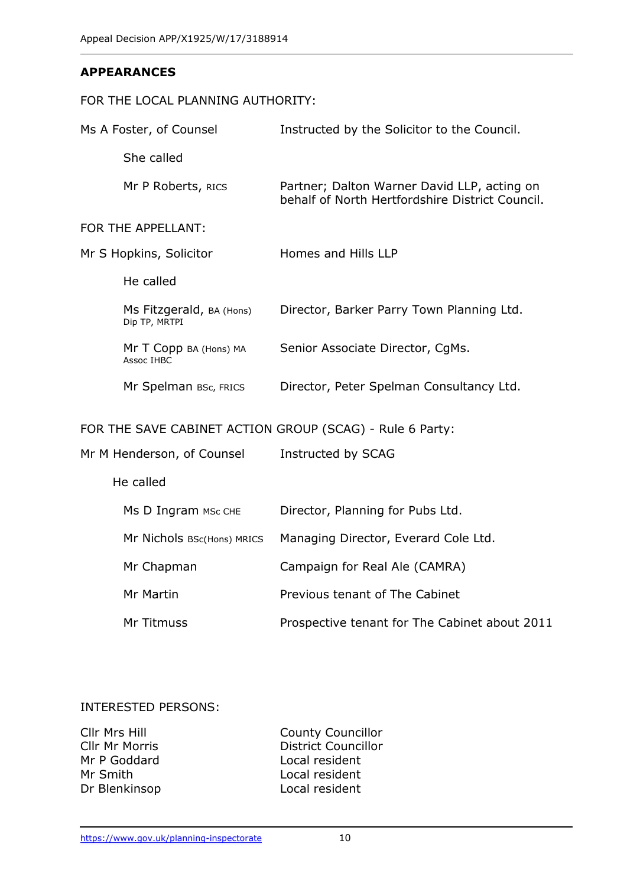## APPEARANCES

FOR THE LOCAL PLANNING AUTHORITY:

| | |
|---|---|
| Ms A Foster, of Counsel | Instructed by the Solicitor to the Council. |
| She called | |
| Mr P Roberts, RICS | Partner; Dalton Warner David LLP, acting on behalf of North Hertfordshire District Council. |

FOR THE APPELLANT:

| | |
|---|---|
| Mr S Hopkins, Solicitor | Homes and Hills LLP |
| He called | |
| Ms Fitzgerald, BA (Hons) Dip TP, MRTPI | Director, Barker Parry Town Planning Ltd. |
| Mr T Copp BA (Hons) MA Assoc IHBC | Senior Associate Director, CgMs. |
| Mr Spelman BSc, FRICS | Director, Peter Spelman Consultancy Ltd. |

FOR THE SAVE CABINET ACTION GROUP (SCAG) - Rule 6 Party:

| | |
|---|---|
| Mr M Henderson, of Counsel | Instructed by SCAG |
| He called | |
| Ms D Ingram MSc CHE | Director, Planning for Pubs Ltd. |
| Mr Nichols BSc(Hons) MRICS | Managing Director, Everard Cole Ltd. |
| Mr Chapman | Campaign for Real Ale (CAMRA) |
| Mr Martin | Previous tenant of The Cabinet |
| Mr Titmuss | Prospective tenant for The Cabinet about 2011 |

INTERESTED PERSONS:

| | |
|---|---|
| Cllr Mrs Hill | County Councillor |
| Cllr Mr Morris | District Councillor |
| Mr P Goddard | Local resident |
| Mr Smith | Local resident |
| Dr Blenkinsop | Local resident |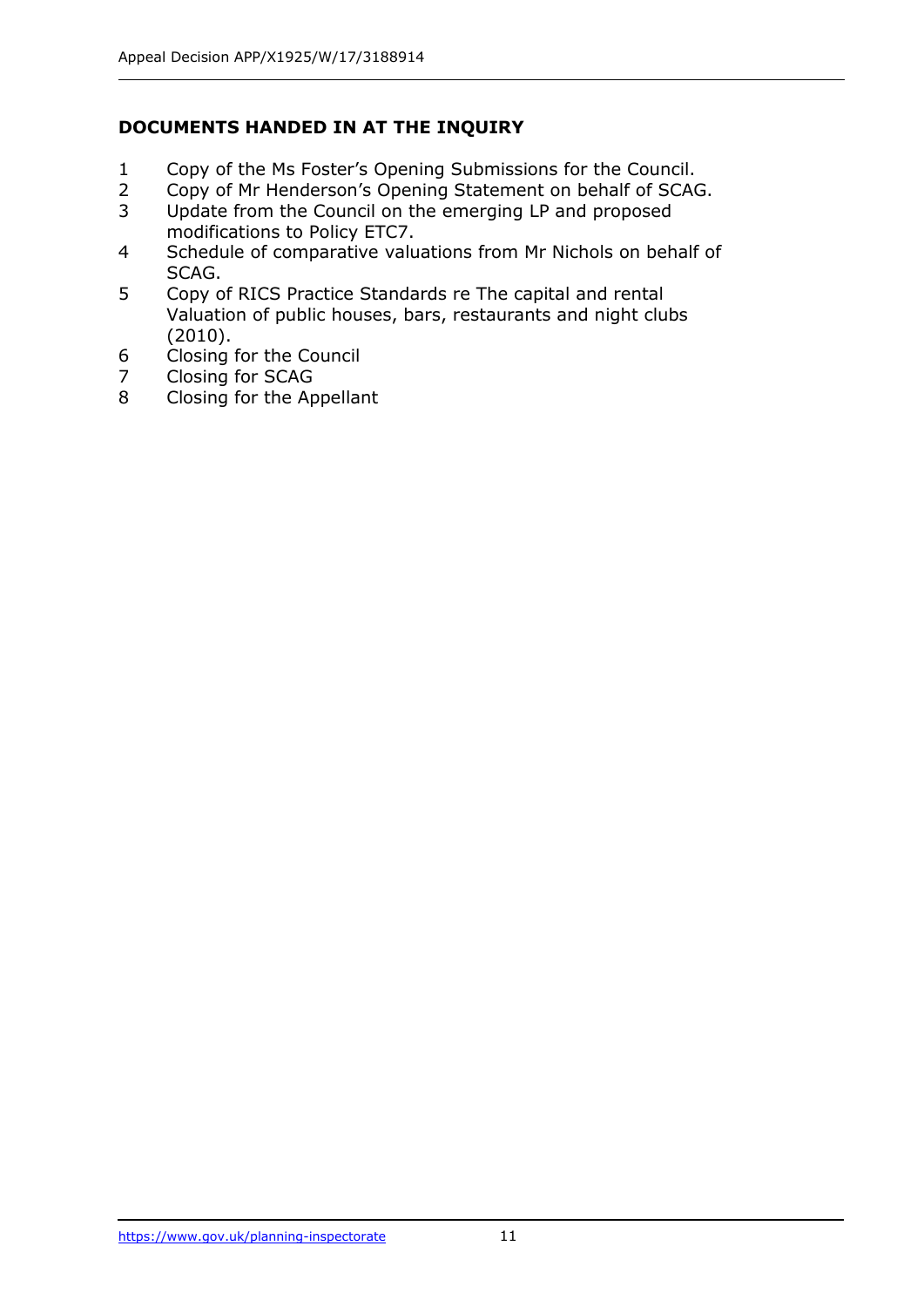## DOCUMENTS HANDED IN AT THE INQUIRY

1. Copy of the Ms Foster's Opening Submissions for the Council.
2. Copy of Mr Henderson's Opening Statement on behalf of SCAG.
3. Update from the Council on the emerging LP and proposed modifications to Policy ETC7.
4. Schedule of comparative valuations from Mr Nichols on behalf of SCAG.
5. Copy of RICS Practice Standards re The capital and rental Valuation of public houses, bars, restaurants and night clubs (2010).
6. Closing for the Council
7. Closing for SCAG
8. Closing for the Appellant